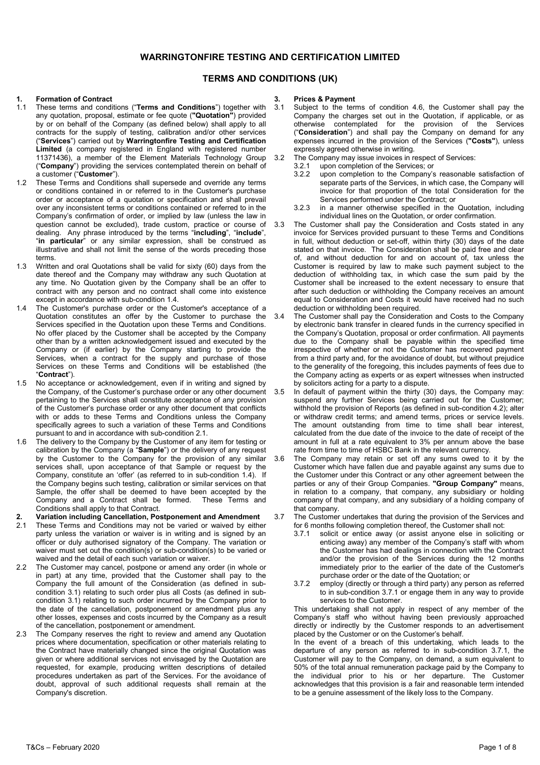# WARRINGTONFIRE TESTING AND CERTIFICATION LIMITED

## TERMS AND CONDITIONS (UK)

### 1. Formation of Contract

1.1 These terms and conditions ("**Terms and Conditions**") together with any quotation, proposal, estimate or fee quote (**"Quotation"**) provided by or on behalf of the Company (as defined below) shall apply to all contracts for the supply of testing, calibration and/or other services ("**Services**") carried out by **Warringtonfire Testing and Certification Limited** (a company registered in England with registered number 11371436), a member of the Element Materials Technology Group ("**Company**") providing the services contemplated therein on behalf of a customer ("**Customer**").

1.2 These Terms and Conditions shall supersede and override any terms or conditions contained in or referred to in the Customer's purchase order or acceptance of a quotation or specification and shall prevail over any inconsistent terms or conditions contained or referred to in the Company's confirmation of order, or implied by law (unless the law in question cannot be excluded), trade custom, practice or course of dealing. Any phrase introduced by the terms "**including**", "**include**", "**in particular**" or any similar expression, shall be construed as illustrative and shall not limit the sense of the words preceding those terms.

1.3 Written and oral Quotations shall be valid for sixty (60) days from the date thereof and the Company may withdraw any such Quotation at any time. No Quotation given by the Company shall be an offer to contract with any person and no contract shall come into existence except in accordance with sub-condition 1.4.

1.4 The Customer's purchase order or the Customer's acceptance of a Quotation constitutes an offer by the Customer to purchase the Services specified in the Quotation upon these Terms and Conditions. No offer placed by the Customer shall be accepted by the Company other than by a written acknowledgement issued and executed by the Company or (if earlier) by the Company starting to provide the Services, when a contract for the supply and purchase of those Services on these Terms and Conditions will be established (the "**Contract**").

1.5 No acceptance or acknowledgement, even if in writing and signed by the Company, of the Customer's purchase order or any other document pertaining to the Services shall constitute acceptance of any provision of the Customer's purchase order or any other document that conflicts with or adds to these Terms and Conditions unless the Company specifically agrees to such a variation of these Terms and Conditions pursuant to and in accordance with sub-condition 2.1.

1.6 The delivery to the Company by the Customer of any item for testing or calibration by the Company (a "**Sample**") or the delivery of any request by the Customer to the Company for the provision of any similar services shall, upon acceptance of that Sample or request by the Company, constitute an 'offer' (as referred to in sub-condition 1.4). If the Company begins such testing, calibration or similar services on that Sample, the offer shall be deemed to have been accepted by the Company and a Contract shall be formed. These Terms and Conditions shall apply to that Contract.

### 2. Variation including Cancellation, Postponement and Amendment

2.1 These Terms and Conditions may not be varied or waived by either party unless the variation or waiver is in writing and is signed by an officer or duly authorised signatory of the Company. The variation or waiver must set out the condition(s) or sub-condition(s) to be varied or waived and the detail of each such variation or waiver.

2.2 The Customer may cancel, postpone or amend any order (in whole or in part) at any time, provided that the Customer shall pay to the Company the full amount of the Consideration (as defined in sub-condition 3.1) relating to such order plus all Costs (as defined in sub-condition 3.1) relating to such order incurred by the Company prior to the date of the cancellation, postponement or amendment plus any other losses, expenses and costs incurred by the Company as a result of the cancellation, postponement or amendment.

2.3 The Company reserves the right to review and amend any Quotation prices where documentation, specification or other materials relating to the Contract have materially changed since the original Quotation was given or where additional services not envisaged by the Quotation are requested, for example, producing written descriptions of detailed procedures undertaken as part of the Services. For the avoidance of doubt, approval of such additional requests shall remain at the Company's discretion.

### 3. Prices & Payment

3.1 Subject to the terms of condition 4.6, the Customer shall pay the Company the charges set out in the Quotation, if applicable, or as otherwise contemplated for the provision of the Services ("**Consideration**") and shall pay the Company on demand for any expenses incurred in the provision of the Services (**"Costs"**), unless expressly agreed otherwise in writing.

3.2 The Company may issue invoices in respect of Services:

3.2.1 upon completion of the Services; or

3.2.2 upon completion to the Company's reasonable satisfaction of separate parts of the Services, in which case, the Company will invoice for that proportion of the total Consideration for the Services performed under the Contract; or

3.2.3 in a manner otherwise specified in the Quotation, including individual lines on the Quotation, or order confirmation.

3.3 The Customer shall pay the Consideration and Costs stated in any invoice for Services provided pursuant to these Terms and Conditions in full, without deduction or set-off, within thirty (30) days of the date stated on that invoice. The Consideration shall be paid free and clear of, and without deduction for and on account of, tax unless the Customer is required by law to make such payment subject to the deduction of withholding tax, in which case the sum paid by the Customer shall be increased to the extent necessary to ensure that after such deduction or withholding the Company receives an amount equal to Consideration and Costs it would have received had no such deduction or withholding been required.

3.4 The Customer shall pay the Consideration and Costs to the Company by electronic bank transfer in cleared funds in the currency specified in the Company's Quotation, proposal or order confirmation. All payments due to the Company shall be payable within the specified time irrespective of whether or not the Customer has recovered payment from a third party and, for the avoidance of doubt, but without prejudice to the generality of the foregoing, this includes payments of fees due to the Company acting as experts or as expert witnesses when instructed by solicitors acting for a party to a dispute.

3.5 In default of payment within the thirty (30) days, the Company may: suspend any further Services being carried out for the Customer; withhold the provision of Reports (as defined in sub-condition 4.2); alter or withdraw credit terms; and amend terms, prices or service levels. The amount outstanding from time to time shall bear interest, calculated from the due date of the invoice to the date of receipt of the amount in full at a rate equivalent to 3% per annum above the base rate from time to time of HSBC Bank in the relevant currency.

3.6 The Company may retain or set off any sums owed to it by the Customer which have fallen due and payable against any sums due to the Customer under this Contract or any other agreement between the parties or any of their Group Companies. **"Group Company"** means, in relation to a company, that company, any subsidiary or holding company of that company, and any subsidiary of a holding company of that company.

3.7 The Customer undertakes that during the provision of the Services and for 6 months following completion thereof, the Customer shall not:

3.7.1 solicit or entice away (or assist anyone else in soliciting or enticing away) any member of the Company's staff with whom the Customer has had dealings in connection with the Contract and/or the provision of the Services during the 12 months immediately prior to the earlier of the date of the Customer's purchase order or the date of the Quotation; or

3.7.2 employ (directly or through a third party) any person as referred to in sub-condition 3.7.1 or engage them in any way to provide services to the Customer.

This undertaking shall not apply in respect of any member of the Company's staff who without having been previously approached directly or indirectly by the Customer responds to an advertisement placed by the Customer or on the Customer's behalf.

In the event of a breach of this undertaking, which leads to the departure of any person as referred to in sub-condition 3.7.1, the Customer will pay to the Company, on demand, a sum equivalent to 50% of the total annual remuneration package paid by the Company to the individual prior to his or her departure. The Customer acknowledges that this provision is a fair and reasonable term intended to be a genuine assessment of the likely loss to the Company.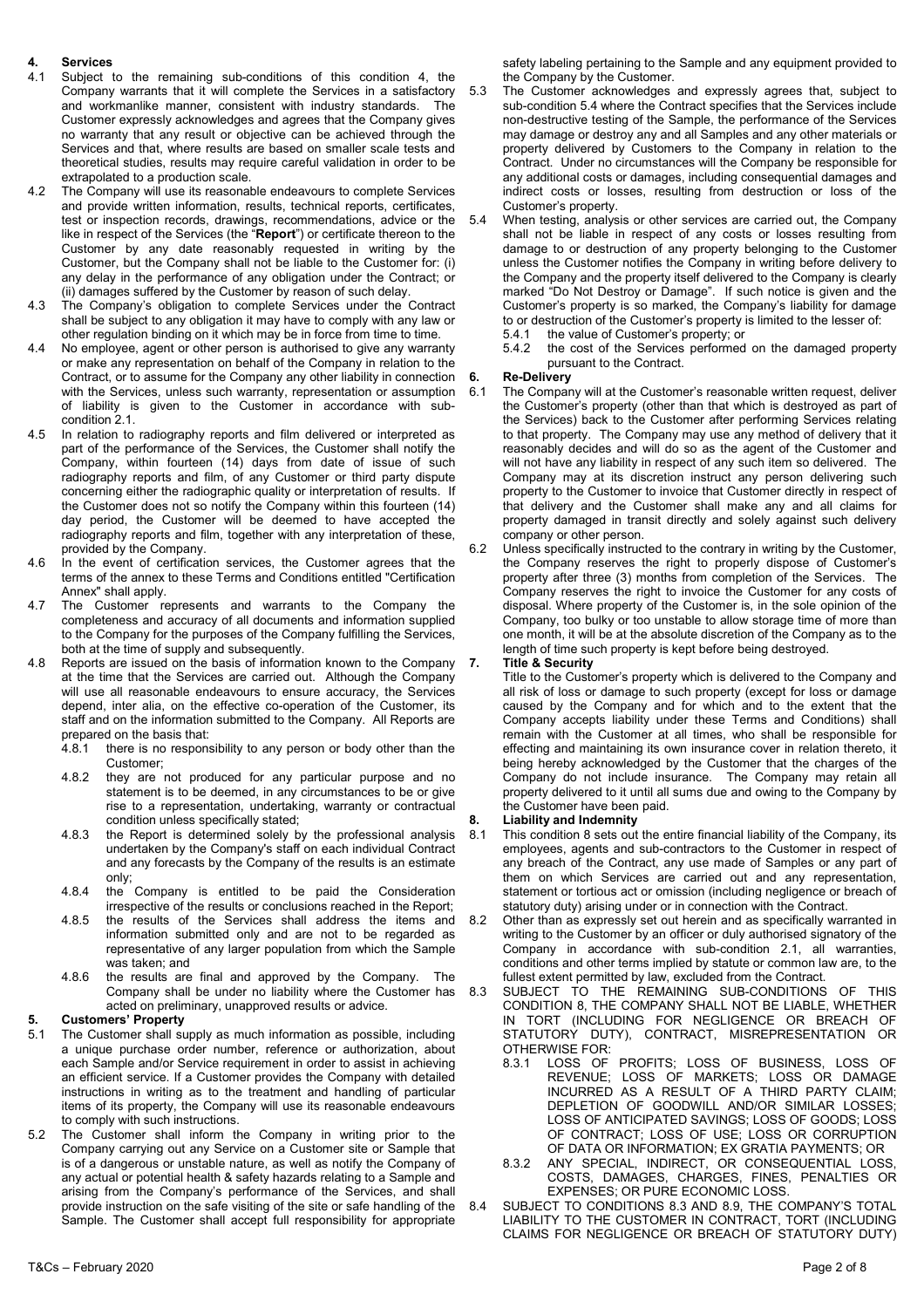## 4. Services

4.1 Subject to the remaining sub-conditions of this condition 4, the Company warrants that it will complete the Services in a satisfactory and workmanlike manner, consistent with industry standards. The Customer expressly acknowledges and agrees that the Company gives no warranty that any result or objective can be achieved through the Services and that, where results are based on smaller scale tests and theoretical studies, results may require careful validation in order to be extrapolated to a production scale.

4.2 The Company will use its reasonable endeavours to complete Services and provide written information, results, technical reports, certificates, test or inspection records, drawings, recommendations, advice or the like in respect of the Services (the "**Report**") or certificate thereon to the Customer by any date reasonably requested in writing by the Customer, but the Company shall not be liable to the Customer for: (i) any delay in the performance of any obligation under the Contract; or (ii) damages suffered by the Customer by reason of such delay.

4.3 The Company's obligation to complete Services under the Contract shall be subject to any obligation it may have to comply with any law or other regulation binding on it which may be in force from time to time.

4.4 No employee, agent or other person is authorised to give any warranty or make any representation on behalf of the Company in relation to the Contract, or to assume for the Company any other liability in connection with the Services, unless such warranty, representation or assumption of liability is given to the Customer in accordance with sub-condition 2.1.

4.5 In relation to radiography reports and film delivered or interpreted as part of the performance of the Services, the Customer shall notify the Company, within fourteen (14) days from date of issue of such radiography reports and film, of any Customer or third party dispute concerning either the radiographic quality or interpretation of results. If the Customer does not so notify the Company within this fourteen (14) day period, the Customer will be deemed to have accepted the radiography reports and film, together with any interpretation of these, provided by the Company.

4.6 In the event of certification services, the Customer agrees that the terms of the annex to these Terms and Conditions entitled "Certification Annex" shall apply.

4.7 The Customer represents and warrants to the Company the completeness and accuracy of all documents and information supplied to the Company for the purposes of the Company fulfilling the Services, both at the time of supply and subsequently.

4.8 Reports are issued on the basis of information known to the Company at the time that the Services are carried out. Although the Company will use all reasonable endeavours to ensure accuracy, the Services depend, inter alia, on the effective co-operation of the Customer, its staff and on the information submitted to the Company. All Reports are prepared on the basis that:

4.8.1 there is no responsibility to any person or body other than the Customer;

4.8.2 they are not produced for any particular purpose and no statement is to be deemed, in any circumstances to be or give rise to a representation, undertaking, warranty or contractual condition unless specifically stated;

4.8.3 the Report is determined solely by the professional analysis undertaken by the Company's staff on each individual Contract and any forecasts by the Company of the results is an estimate only;

4.8.4 the Company is entitled to be paid the Consideration irrespective of the results or conclusions reached in the Report;

4.8.5 the results of the Services shall address the items and information submitted only and are not to be regarded as representative of any larger population from which the Sample was taken; and

4.8.6 the results are final and approved by the Company. The Company shall be under no liability where the Customer has acted on preliminary, unapproved results or advice.

## 5. Customers' Property

5.1 The Customer shall supply as much information as possible, including a unique purchase order number, reference or authorization, about each Sample and/or Service requirement in order to assist in achieving an efficient service. If a Customer provides the Company with detailed instructions in writing as to the treatment and handling of particular items of its property, the Company will use its reasonable endeavours to comply with such instructions.

5.2 The Customer shall inform the Company in writing prior to the Company carrying out any Service on a Customer site or Sample that is of a dangerous or unstable nature, as well as notify the Company of any actual or potential health & safety hazards relating to a Sample and arising from the Company's performance of the Services, and shall provide instruction on the safe visiting of the site or safe handling of the Sample. The Customer shall accept full responsibility for appropriate safety labeling pertaining to the Sample and any equipment provided to the Company by the Customer.

5.3 The Customer acknowledges and expressly agrees that, subject to sub-condition 5.4 where the Contract specifies that the Services include non-destructive testing of the Sample, the performance of the Services may damage or destroy any and all Samples and any other materials or property delivered by Customers to the Company in relation to the Contract. Under no circumstances will the Company be responsible for any additional costs or damages, including consequential damages and indirect costs or losses, resulting from destruction or loss of the Customer's property.

5.4 When testing, analysis or other services are carried out, the Company shall not be liable in respect of any costs or losses resulting from damage to or destruction of any property belonging to the Customer unless the Customer notifies the Company in writing before delivery to the Company and the property itself delivered to the Company is clearly marked "Do Not Destroy or Damage". If such notice is given and the Customer's property is so marked, the Company's liability for damage to or destruction of the Customer's property is limited to the lesser of:

5.4.1 the value of Customer's property; or

5.4.2 the cost of the Services performed on the damaged property pursuant to the Contract.

## 6. Re-Delivery

6.1 The Company will at the Customer's reasonable written request, deliver the Customer's property (other than that which is destroyed as part of the Services) back to the Customer after performing Services relating to that property. The Company may use any method of delivery that it reasonably decides and will do so as the agent of the Customer and will not have any liability in respect of any such item so delivered. The Company may at its discretion instruct any person delivering such property to the Customer to invoice that Customer directly in respect of that delivery and the Customer shall make any and all claims for property damaged in transit directly and solely against such delivery company or other person.

6.2 Unless specifically instructed to the contrary in writing by the Customer, the Company reserves the right to properly dispose of Customer's property after three (3) months from completion of the Services. The Company reserves the right to invoice the Customer for any costs of disposal. Where property of the Customer is, in the sole opinion of the Company, too bulky or too unstable to allow storage time of more than one month, it will be at the absolute discretion of the Company as to the length of time such property is kept before being destroyed.

## 7. Title & Security

Title to the Customer's property which is delivered to the Company and all risk of loss or damage to such property (except for loss or damage caused by the Company and for which and to the extent that the Company accepts liability under these Terms and Conditions) shall remain with the Customer at all times, who shall be responsible for effecting and maintaining its own insurance cover in relation thereto, it being hereby acknowledged by the Customer that the charges of the Company do not include insurance. The Company may retain all property delivered to it until all sums due and owing to the Company by the Customer have been paid.

## 8. Liability and Indemnity

8.1 This condition 8 sets out the entire financial liability of the Company, its employees, agents and sub-contractors to the Customer in respect of any breach of the Contract, any use made of Samples or any part of them on which Services are carried out and any representation, statement or tortious act or omission (including negligence or breach of statutory duty) arising under or in connection with the Contract.

8.2 Other than as expressly set out herein and as specifically warranted in writing to the Customer by an officer or duly authorised signatory of the Company in accordance with sub-condition 2.1, all warranties, conditions and other terms implied by statute or common law are, to the fullest extent permitted by law, excluded from the Contract.

8.3 SUBJECT TO THE REMAINING SUB-CONDITIONS OF THIS CONDITION 8, THE COMPANY SHALL NOT BE LIABLE, WHETHER IN TORT (INCLUDING FOR NEGLIGENCE OR BREACH OF STATUTORY DUTY), CONTRACT, MISREPRESENTATION OR OTHERWISE FOR:

8.3.1 LOSS OF PROFITS; LOSS OF BUSINESS, LOSS OF REVENUE; LOSS OF MARKETS; LOSS OR DAMAGE INCURRED AS A RESULT OF A THIRD PARTY CLAIM; DEPLETION OF GOODWILL AND/OR SIMILAR LOSSES; LOSS OF ANTICIPATED SAVINGS; LOSS OF GOODS; LOSS OF CONTRACT; LOSS OF USE; LOSS OR CORRUPTION OF DATA OR INFORMATION; EX GRATIA PAYMENTS; OR

8.3.2 ANY SPECIAL, INDIRECT, OR CONSEQUENTIAL LOSS, COSTS, DAMAGES, CHARGES, FINES, PENALTIES OR EXPENSES; OR PURE ECONOMIC LOSS.

8.4 SUBJECT TO CONDITIONS 8.3 AND 8.9, THE COMPANY'S TOTAL LIABILITY TO THE CUSTOMER IN CONTRACT, TORT (INCLUDING CLAIMS FOR NEGLIGENCE OR BREACH OF STATUTORY DUTY)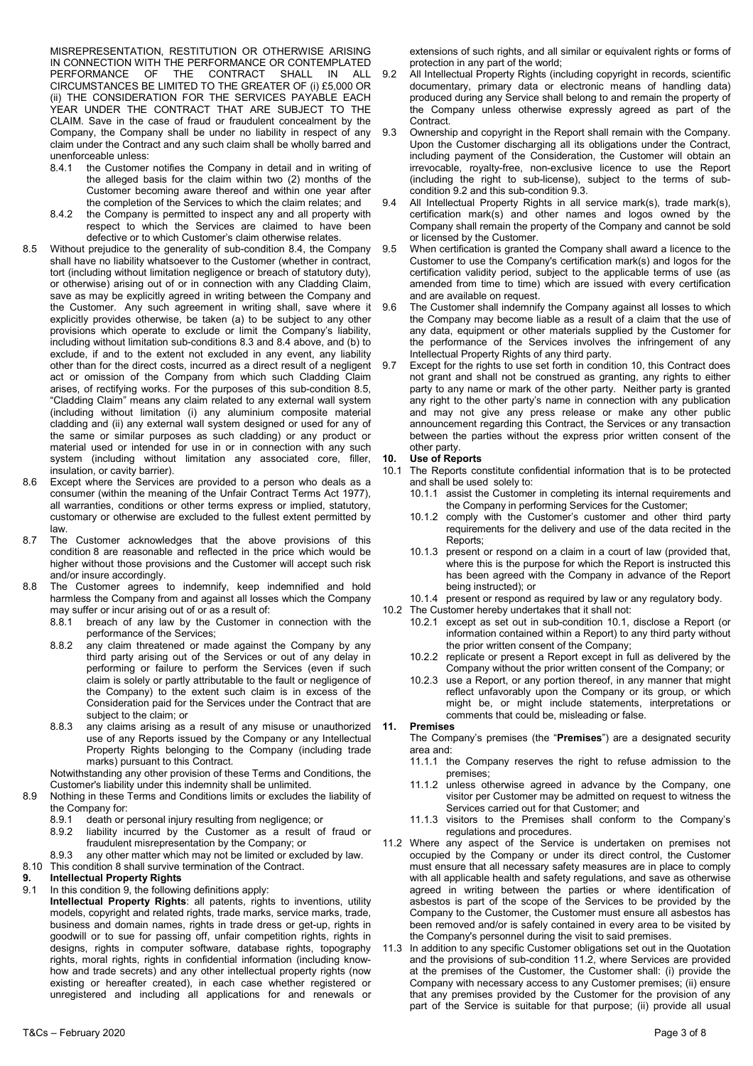MISREPRESENTATION, RESTITUTION OR OTHERWISE ARISING IN CONNECTION WITH THE PERFORMANCE OR CONTEMPLATED PERFORMANCE OF THE CONTRACT SHALL IN ALL CIRCUMSTANCES BE LIMITED TO THE GREATER OF (i) £5,000 OR (ii) THE CONSIDERATION FOR THE SERVICES PAYABLE EACH YEAR UNDER THE CONTRACT THAT ARE SUBJECT TO THE CLAIM. Save in the case of fraud or fraudulent concealment by the Company, the Company shall be under no liability in respect of any claim under the Contract and any such claim shall be wholly barred and unenforceable unless:

8.4.1 the Customer notifies the Company in detail and in writing of the alleged basis for the claim within two (2) months of the Customer becoming aware thereof and within one year after the completion of the Services to which the claim relates; and

8.4.2 the Company is permitted to inspect any and all property with respect to which the Services are claimed to have been defective or to which Customer's claim otherwise relates.

8.5 Without prejudice to the generality of sub-condition 8.4, the Company shall have no liability whatsoever to the Customer (whether in contract, tort (including without limitation negligence or breach of statutory duty), or otherwise) arising out of or in connection with any Cladding Claim, save as may be explicitly agreed in writing between the Company and the Customer. Any such agreement in writing shall, save where it explicitly provides otherwise, be taken (a) to be subject to any other provisions which operate to exclude or limit the Company's liability, including without limitation sub-conditions 8.3 and 8.4 above, and (b) to exclude, if and to the extent not excluded in any event, any liability other than for the direct costs, incurred as a direct result of a negligent act or omission of the Company from which such Cladding Claim arises, of rectifying works. For the purposes of this sub-condition 8.5, "Cladding Claim" means any claim related to any external wall system (including without limitation (i) any aluminium composite material cladding and (ii) any external wall system designed or used for any of the same or similar purposes as such cladding) or any product or material used or intended for use in or in connection with any such system (including without limitation any associated core, filler, insulation, or cavity barrier).

8.6 Except where the Services are provided to a person who deals as a consumer (within the meaning of the Unfair Contract Terms Act 1977), all warranties, conditions or other terms express or implied, statutory, customary or otherwise are excluded to the fullest extent permitted by law.

8.7 The Customer acknowledges that the above provisions of this condition 8 are reasonable and reflected in the price which would be higher without those provisions and the Customer will accept such risk and/or insure accordingly.

8.8 The Customer agrees to indemnify, keep indemnified and hold harmless the Company from and against all losses which the Company may suffer or incur arising out of or as a result of:

8.8.1 breach of any law by the Customer in connection with the performance of the Services;

8.8.2 any claim threatened or made against the Company by any third party arising out of the Services or out of any delay in performing or failure to perform the Services (even if such claim is solely or partly attributable to the fault or negligence of the Company) to the extent such claim is in excess of the Consideration paid for the Services under the Contract that are subject to the claim; or

8.8.3 any claims arising as a result of any misuse or unauthorized use of any Reports issued by the Company or any Intellectual Property Rights belonging to the Company (including trade marks) pursuant to this Contract.

Notwithstanding any other provision of these Terms and Conditions, the Customer's liability under this indemnity shall be unlimited.

8.9 Nothing in these Terms and Conditions limits or excludes the liability of the Company for:

8.9.1 death or personal injury resulting from negligence; or

8.9.2 liability incurred by the Customer as a result of fraud or fraudulent misrepresentation by the Company; or

8.9.3 any other matter which may not be limited or excluded by law.

8.10 This condition 8 shall survive termination of the Contract.

## 9. Intellectual Property Rights

9.1 In this condition 9, the following definitions apply:

**Intellectual Property Rights**: all patents, rights to inventions, utility models, copyright and related rights, trade marks, service marks, trade, business and domain names, rights in trade dress or get-up, rights in goodwill or to sue for passing off, unfair competition rights, rights in designs, rights in computer software, database rights, topography rights, moral rights, rights in confidential information (including know-how and trade secrets) and any other intellectual property rights (now existing or hereafter created), in each case whether registered or unregistered and including all applications for and renewals or extensions of such rights, and all similar or equivalent rights or forms of protection in any part of the world;

9.2 All Intellectual Property Rights (including copyright in records, scientific documentary, primary data or electronic means of handling data) produced during any Service shall belong to and remain the property of the Company unless otherwise expressly agreed as part of the Contract.

9.3 Ownership and copyright in the Report shall remain with the Company. Upon the Customer discharging all its obligations under the Contract, including payment of the Consideration, the Customer will obtain an irrevocable, royalty-free, non-exclusive licence to use the Report (including the right to sub-license), subject to the terms of sub-condition 9.2 and this sub-condition 9.3.

9.4 All Intellectual Property Rights in all service mark(s), trade mark(s), certification mark(s) and other names and logos owned by the Company shall remain the property of the Company and cannot be sold or licensed by the Customer.

9.5 When certification is granted the Company shall award a licence to the Customer to use the Company's certification mark(s) and logos for the certification validity period, subject to the applicable terms of use (as amended from time to time) which are issued with every certification and are available on request.

9.6 The Customer shall indemnify the Company against all losses to which the Company may become liable as a result of a claim that the use of any data, equipment or other materials supplied by the Customer for the performance of the Services involves the infringement of any Intellectual Property Rights of any third party.

9.7 Except for the rights to use set forth in condition 10, this Contract does not grant and shall not be construed as granting, any rights to either party to any name or mark of the other party. Neither party is granted any right to the other party's name in connection with any publication and may not give any press release or make any other public announcement regarding this Contract, the Services or any transaction between the parties without the express prior written consent of the other party.

## 10. Use of Reports

10.1 The Reports constitute confidential information that is to be protected and shall be used solely to:

10.1.1 assist the Customer in completing its internal requirements and the Company in performing Services for the Customer;

10.1.2 comply with the Customer's customer and other third party requirements for the delivery and use of the data recited in the Reports;

10.1.3 present or respond on a claim in a court of law (provided that, where this is the purpose for which the Report is instructed this has been agreed with the Company in advance of the Report being instructed); or

10.1.4 present or respond as required by law or any regulatory body.

10.2 The Customer hereby undertakes that it shall not:

10.2.1 except as set out in sub-condition 10.1, disclose a Report (or information contained within a Report) to any third party without the prior written consent of the Company;

10.2.2 replicate or present a Report except in full as delivered by the Company without the prior written consent of the Company; or

10.2.3 use a Report, or any portion thereof, in any manner that might reflect unfavorably upon the Company or its group, or which might be, or might include statements, interpretations or comments that could be, misleading or false.

## 11. Premises

The Company's premises (the "**Premises**") are a designated security area and:

11.1.1 the Company reserves the right to refuse admission to the premises;

11.1.2 unless otherwise agreed in advance by the Company, one visitor per Customer may be admitted on request to witness the Services carried out for that Customer; and

11.1.3 visitors to the Premises shall conform to the Company's regulations and procedures.

11.2 Where any aspect of the Service is undertaken on premises not occupied by the Company or under its direct control, the Customer must ensure that all necessary safety measures are in place to comply with all applicable health and safety regulations, and save as otherwise agreed in writing between the parties or where identification of asbestos is part of the scope of the Services to be provided by the Company to the Customer, the Customer must ensure all asbestos has been removed and/or is safely contained in every area to be visited by the Company's personnel during the visit to said premises.

11.3 In addition to any specific Customer obligations set out in the Quotation and the provisions of sub-condition 11.2, where Services are provided at the premises of the Customer, the Customer shall: (i) provide the Company with necessary access to any Customer premises; (ii) ensure that any premises provided by the Customer for the provision of any part of the Service is suitable for that purpose; (ii) provide all usual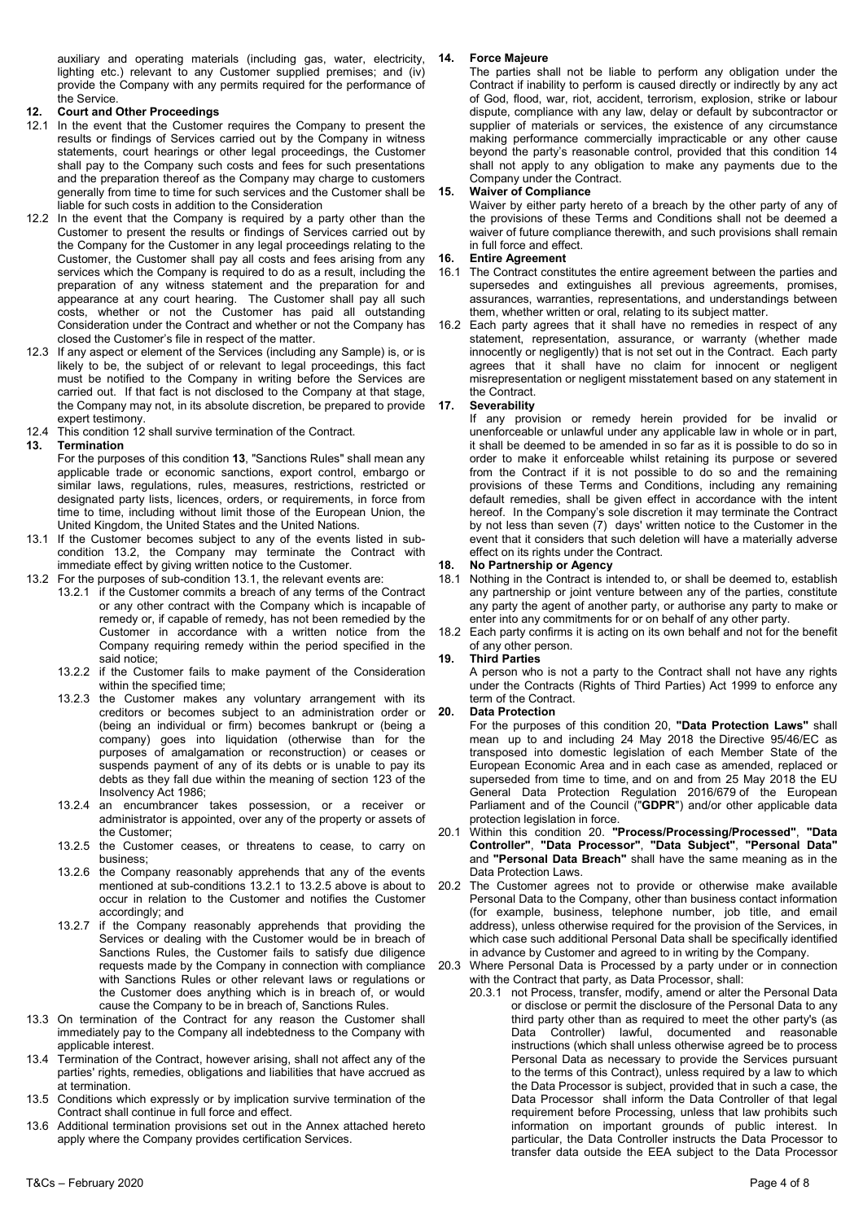auxiliary and operating materials (including gas, water, electricity, lighting etc.) relevant to any Customer supplied premises; and (iv) provide the Company with any permits required for the performance of the Service.

## 12. Court and Other Proceedings

12.1 In the event that the Customer requires the Company to present the results or findings of Services carried out by the Company in witness statements, court hearings or other legal proceedings, the Customer shall pay to the Company such costs and fees for such presentations and the preparation thereof as the Company may charge to customers generally from time to time for such services and the Customer shall be liable for such costs in addition to the Consideration

12.2 In the event that the Company is required by a party other than the Customer to present the results or findings of Services carried out by the Company for the Customer in any legal proceedings relating to the Customer, the Customer shall pay all costs and fees arising from any services which the Company is required to do as a result, including the preparation of any witness statement and the preparation for and appearance at any court hearing. The Customer shall pay all such costs, whether or not the Customer has paid all outstanding Consideration under the Contract and whether or not the Company has closed the Customer's file in respect of the matter.

12.3 If any aspect or element of the Services (including any Sample) is, or is likely to be, the subject of or relevant to legal proceedings, this fact must be notified to the Company in writing before the Services are carried out. If that fact is not disclosed to the Company at that stage, the Company may not, in its absolute discretion, be prepared to provide expert testimony.

12.4 This condition 12 shall survive termination of the Contract.

## 13. Termination

For the purposes of this condition **13**, "Sanctions Rules" shall mean any applicable trade or economic sanctions, export control, embargo or similar laws, regulations, rules, measures, restrictions, restricted or designated party lists, licences, orders, or requirements, in force from time to time, including without limit those of the European Union, the United Kingdom, the United States and the United Nations.

13.1 If the Customer becomes subject to any of the events listed in sub-condition 13.2, the Company may terminate the Contract with immediate effect by giving written notice to the Customer.

13.2 For the purposes of sub-condition 13.1, the relevant events are:

13.2.1 if the Customer commits a breach of any terms of the Contract or any other contract with the Company which is incapable of remedy or, if capable of remedy, has not been remedied by the Customer in accordance with a written notice from the Company requiring remedy within the period specified in the said notice;

13.2.2 if the Customer fails to make payment of the Consideration within the specified time;

13.2.3 the Customer makes any voluntary arrangement with its creditors or becomes subject to an administration order or (being an individual or firm) becomes bankrupt or (being a company) goes into liquidation (otherwise than for the purposes of amalgamation or reconstruction) or ceases or suspends payment of any of its debts or is unable to pay its debts as they fall due within the meaning of section 123 of the Insolvency Act 1986;

13.2.4 an encumbrancer takes possession, or a receiver or administrator is appointed, over any of the property or assets of the Customer;

13.2.5 the Customer ceases, or threatens to cease, to carry on business;

13.2.6 the Company reasonably apprehends that any of the events mentioned at sub-conditions 13.2.1 to 13.2.5 above is about to occur in relation to the Customer and notifies the Customer accordingly; and

13.2.7 if the Company reasonably apprehends that providing the Services or dealing with the Customer would be in breach of Sanctions Rules, the Customer fails to satisfy due diligence requests made by the Company in connection with compliance with Sanctions Rules or other relevant laws or regulations or the Customer does anything which is in breach of, or would cause the Company to be in breach of, Sanctions Rules.

13.3 On termination of the Contract for any reason the Customer shall immediately pay to the Company all indebtedness to the Company with applicable interest.

13.4 Termination of the Contract, however arising, shall not affect any of the parties' rights, remedies, obligations and liabilities that have accrued as at termination.

13.5 Conditions which expressly or by implication survive termination of the Contract shall continue in full force and effect.

13.6 Additional termination provisions set out in the Annex attached hereto apply where the Company provides certification Services.

## 14. Force Majeure

The parties shall not be liable to perform any obligation under the Contract if inability to perform is caused directly or indirectly by any act of God, flood, war, riot, accident, terrorism, explosion, strike or labour dispute, compliance with any law, delay or default by subcontractor or supplier of materials or services, the existence of any circumstance making performance commercially impracticable or any other cause beyond the party's reasonable control, provided that this condition 14 shall not apply to any obligation to make any payments due to the Company under the Contract.

## 15. Waiver of Compliance

Waiver by either party hereto of a breach by the other party of any of the provisions of these Terms and Conditions shall not be deemed a waiver of future compliance therewith, and such provisions shall remain in full force and effect.

## 16. Entire Agreement

16.1 The Contract constitutes the entire agreement between the parties and supersedes and extinguishes all previous agreements, promises, assurances, warranties, representations, and understandings between them, whether written or oral, relating to its subject matter.

16.2 Each party agrees that it shall have no remedies in respect of any statement, representation, assurance, or warranty (whether made innocently or negligently) that is not set out in the Contract. Each party agrees that it shall have no claim for innocent or negligent misrepresentation or negligent misstatement based on any statement in the Contract.

## 17. Severability

If any provision or remedy herein provided for be invalid or unenforceable or unlawful under any applicable law in whole or in part, it shall be deemed to be amended in so far as it is possible to do so in order to make it enforceable whilst retaining its purpose or severed from the Contract if it is not possible to do so and the remaining provisions of these Terms and Conditions, including any remaining default remedies, shall be given effect in accordance with the intent hereof. In the Company's sole discretion it may terminate the Contract by not less than seven (7) days' written notice to the Customer in the event that it considers that such deletion will have a materially adverse effect on its rights under the Contract.

## 18. No Partnership or Agency

18.1 Nothing in the Contract is intended to, or shall be deemed to, establish any partnership or joint venture between any of the parties, constitute any party the agent of another party, or authorise any party to make or enter into any commitments for or on behalf of any other party.

18.2 Each party confirms it is acting on its own behalf and not for the benefit of any other person.

## 19. Third Parties

A person who is not a party to the Contract shall not have any rights under the Contracts (Rights of Third Parties) Act 1999 to enforce any term of the Contract.

## 20. Data Protection

For the purposes of this condition 20, **"Data Protection Laws"** shall mean up to and including 24 May 2018 the Directive 95/46/EC as transposed into domestic legislation of each Member State of the European Economic Area and in each case as amended, replaced or superseded from time to time, and on and from 25 May 2018 the EU General Data Protection Regulation 2016/679 of the European Parliament and of the Council ("**GDPR**") and/or other applicable data protection legislation in force.

20.1 Within this condition 20. **"Process/Processing/Processed"**, **"Data Controller"**, **"Data Processor"**, **"Data Subject"**, **"Personal Data"** and **"Personal Data Breach"** shall have the same meaning as in the Data Protection Laws.

20.2 The Customer agrees not to provide or otherwise make available Personal Data to the Company, other than business contact information (for example, business, telephone number, job title, and email address), unless otherwise required for the provision of the Services, in which case such additional Personal Data shall be specifically identified in advance by Customer and agreed to in writing by the Company.

20.3 Where Personal Data is Processed by a party under or in connection with the Contract that party, as Data Processor, shall:

20.3.1 not Process, transfer, modify, amend or alter the Personal Data or disclose or permit the disclosure of the Personal Data to any third party other than as required to meet the other party's (as Data Controller) lawful, documented and reasonable instructions (which shall unless otherwise agreed be to process Personal Data as necessary to provide the Services pursuant to the terms of this Contract), unless required by a law to which the Data Processor is subject, provided that in such a case, the Data Processor shall inform the Data Controller of that legal requirement before Processing, unless that law prohibits such information on important grounds of public interest. In particular, the Data Controller instructs the Data Processor to transfer data outside the EEA subject to the Data Processor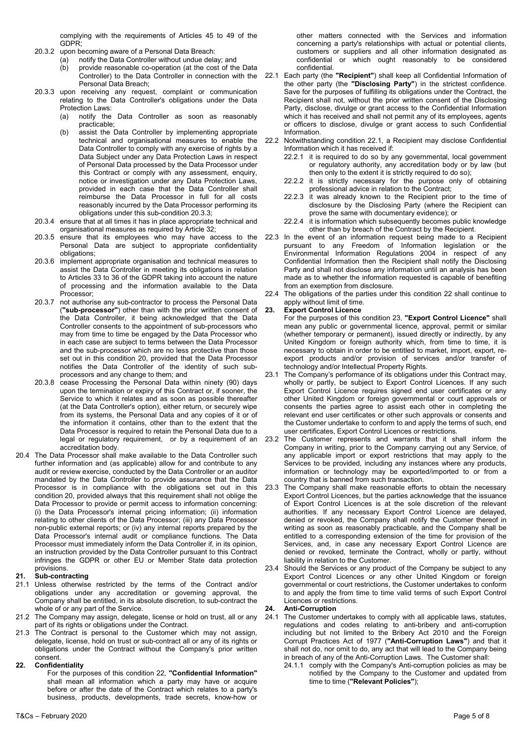complying with the requirements of Articles 45 to 49 of the GDPR;

20.3.2 upon becoming aware of a Personal Data Breach:

(a) notify the Data Controller without undue delay; and

(b) provide reasonable co-operation (at the cost of the Data Controller) to the Data Controller in connection with the Personal Data Breach;

20.3.3 upon receiving any request, complaint or communication relating to the Data Controller's obligations under the Data Protection Laws:

(a) notify the Data Controller as soon as reasonably practicable;

(b) assist the Data Controller by implementing appropriate technical and organisational measures to enable the Data Controller to comply with any exercise of rights by a Data Subject under any Data Protection Laws in respect of Personal Data processed by the Data Processor under this Contract or comply with any assessment, enquiry, notice or investigation under any Data Protection Laws, provided in each case that the Data Controller shall reimburse the Data Processor in full for all costs reasonably incurred by the Data Processor performing its obligations under this sub-condition 20.3.3;

20.3.4 ensure that at all times it has in place appropriate technical and organisational measures as required by Article 32;

20.3.5 ensure that its employees who may have access to the Personal Data are subject to appropriate confidentiality obligations;

20.3.6 implement appropriate organisation and technical measures to assist the Data Controller in meeting its obligations in relation to Articles 33 to 36 of the GDPR taking into account the nature of processing and the information available to the Data Processor;

20.3.7 not authorise any sub-contractor to process the Personal Data (**"sub-processor"**) other than with the prior written consent of the Data Controller, it being acknowledged that the Data Controller consents to the appointment of sub-processors who may from time to time be engaged by the Data Processor who in each case are subject to terms between the Data Processor and the sub-processor which are no less protective than those set out in this condition 20, provided that the Data Processor notifies the Data Controller of the identity of such sub-processors and any change to them; and

20.3.8 cease Processing the Personal Data within ninety (90) days upon the termination or expiry of this Contract or, if sooner, the Service to which it relates and as soon as possible thereafter (at the Data Controller's option), either return, or securely wipe from its systems, the Personal Data and any copies of it or of the information it contains, other than to the extent that the Data Processor is required to retain the Personal Data due to a legal or regulatory requirement, or by a requirement of an accreditation body.

20.4 The Data Processor shall make available to the Data Controller such further information and (as applicable) allow for and contribute to any audit or review exercise, conducted by the Data Controller or an auditor mandated by the Data Controller to provide assurance that the Data Processor is in compliance with the obligations set out in this condition 20, provided always that this requirement shall not oblige the Data Processor to provide or permit access to information concerning: (i) the Data Processor's internal pricing information; (ii) information relating to other clients of the Data Processor; (iii) any Data Processor non-public external reports; or (iv) any internal reports prepared by the Data Processor's internal audit or compliance functions. The Data Processor must immediately inform the Data Controller if, in its opinion, an instruction provided by the Data Controller pursuant to this Contract infringes the GDPR or other EU or Member State data protection provisions.

## 21. Sub-contracting

21.1 Unless otherwise restricted by the terms of the Contract and/or obligations under any accreditation or governing approval, the Company shall be entitled, in its absolute discretion, to sub-contract the whole of or any part of the Service.

21.2 The Company may assign, delegate, license or hold on trust, all or any part of its rights or obligations under the Contract.

21.3 The Contract is personal to the Customer which may not assign, delegate, license, hold on trust or sub-contract all or any of its rights or obligations under the Contract without the Company's prior written consent.

## 22. Confidentiality

For the purposes of this condition 22, **"Confidential Information"** shall mean all information which a party may have or acquire before or after the date of the Contract which relates to a party's business, products, developments, trade secrets, know-how or other matters connected with the Services and information concerning a party's relationships with actual or potential clients, customers or suppliers and all other information designated as confidential or which ought reasonably to be considered confidential.

22.1 Each party (the **"Recipient"**) shall keep all Confidential Information of the other party (the **"Disclosing Party"**) in the strictest confidence. Save for the purposes of fulfilling its obligations under the Contract, the Recipient shall not, without the prior written consent of the Disclosing Party, disclose, divulge or grant access to the Confidential Information which it has received and shall not permit any of its employees, agents or officers to disclose, divulge or grant access to such Confidential Information.

22.2 Notwithstanding condition 22.1, a Recipient may disclose Confidential Information which it has received if:

22.2.1 it is required to do so by any governmental, local government or regulatory authority, any accreditation body or by law (but then only to the extent it is strictly required to do so);

22.2.2 it is strictly necessary for the purpose only of obtaining professional advice in relation to the Contract;

22.2.3 it was already known to the Recipient prior to the time of disclosure by the Disclosing Party (where the Recipient can prove the same with documentary evidence); or

22.2.4 it is information which subsequently becomes public knowledge other than by breach of the Contract by the Recipient.

22.3 In the event of an information request being made to a Recipient pursuant to any Freedom of Information legislation or the Environmental Information Regulations 2004 in respect of any Confidential Information then the Recipient shall notify the Disclosing Party and shall not disclose any information until an analysis has been made as to whether the information requested is capable of benefiting from an exemption from disclosure.

22.4 The obligations of the parties under this condition 22 shall continue to apply without limit of time.

## 23. Export Control Licence

For the purposes of this condition 23, **"Export Control Licence"** shall mean any public or governmental licence, approval, permit or similar (whether temporary or permanent), issued directly or indirectly, by any United Kingdom or foreign authority which, from time to time, it is necessary to obtain in order to be entitled to market, import, export, re-export products and/or provision of services and/or transfer of technology and/or Intellectual Property Rights.

23.1 The Company's performance of its obligations under this Contract may, wholly or partly, be subject to Export Control Licences. If any such Export Control Licence requires signed end user certificates or any other United Kingdom or foreign governmental or court approvals or consents the parties agree to assist each other in completing the relevant end user certificates or other such approvals or consents and the Customer undertake to conform to and apply the terms of such, end user certificates, Export Control Licences or restrictions.

23.2 The Customer represents and warrants that it shall inform the Company in writing, prior to the Company carrying out any Service, of any applicable import or export restrictions that may apply to the Services to be provided, including any instances where any products, information or technology may be exported/imported to or from a country that is banned from such transaction.

23.3 The Company shall make reasonable efforts to obtain the necessary Export Control Licences, but the parties acknowledge that the issuance of Export Control Licences is at the sole discretion of the relevant authorities. If any necessary Export Control Licence are delayed, denied or revoked, the Company shall notify the Customer thereof in writing as soon as reasonably practicable, and the Company shall be entitled to a corresponding extension of the time for provision of the Services, and, in case any necessary Export Control Licence are denied or revoked, terminate the Contract, wholly or partly, without liability in relation to the Customer.

23.4 Should the Services or any product of the Company be subject to any Export Control Licences or any other United Kingdom or foreign governmental or court restrictions, the Customer undertakes to conform to and apply the from time to time valid terms of such Export Control Licences or restrictions.

## 24. Anti-Corruption

24.1 The Customer undertakes to comply with all applicable laws, statutes, regulations and codes relating to anti-bribery and anti-corruption including but not limited to the Bribery Act 2010 and the Foreign Corrupt Practices Act of 1977 (**"Anti-Corruption Laws"**) and that it shall not do, nor omit to do, any act that will lead to the Company being in breach of any of the Anti-Corruption Laws. The Customer shall:

24.1.1 comply with the Company's Anti-corruption policies as may be notified by the Company to the Customer and updated from time to time (**"Relevant Policies"**);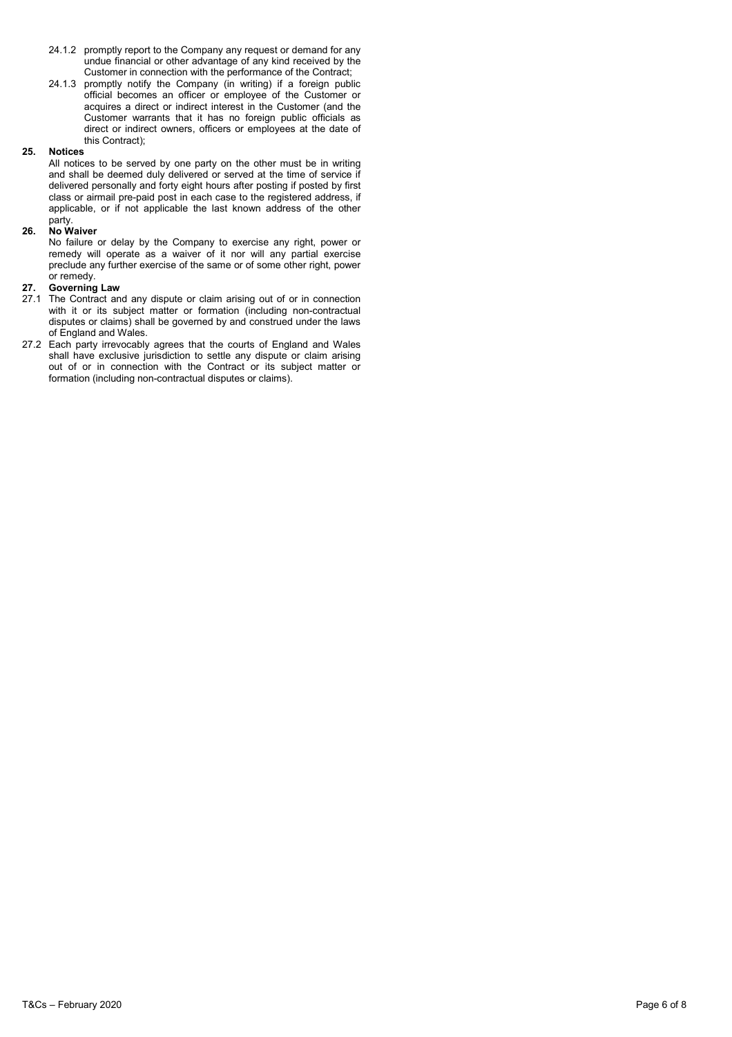24.1.2 promptly report to the Company any request or demand for any undue financial or other advantage of any kind received by the Customer in connection with the performance of the Contract;

24.1.3 promptly notify the Company (in writing) if a foreign public official becomes an officer or employee of the Customer or acquires a direct or indirect interest in the Customer (and the Customer warrants that it has no foreign public officials as direct or indirect owners, officers or employees at the date of this Contract);

**25. Notices**

All notices to be served by one party on the other must be in writing and shall be deemed duly delivered or served at the time of service if delivered personally and forty eight hours after posting if posted by first class or airmail pre-paid post in each case to the registered address, if applicable, or if not applicable the last known address of the other party.

**26. No Waiver**

No failure or delay by the Company to exercise any right, power or remedy will operate as a waiver of it nor will any partial exercise preclude any further exercise of the same or of some other right, power or remedy.

**27. Governing Law**

27.1 The Contract and any dispute or claim arising out of or in connection with it or its subject matter or formation (including non-contractual disputes or claims) shall be governed by and construed under the laws of England and Wales.

27.2 Each party irrevocably agrees that the courts of England and Wales shall have exclusive jurisdiction to settle any dispute or claim arising out of or in connection with the Contract or its subject matter or formation (including non-contractual disputes or claims).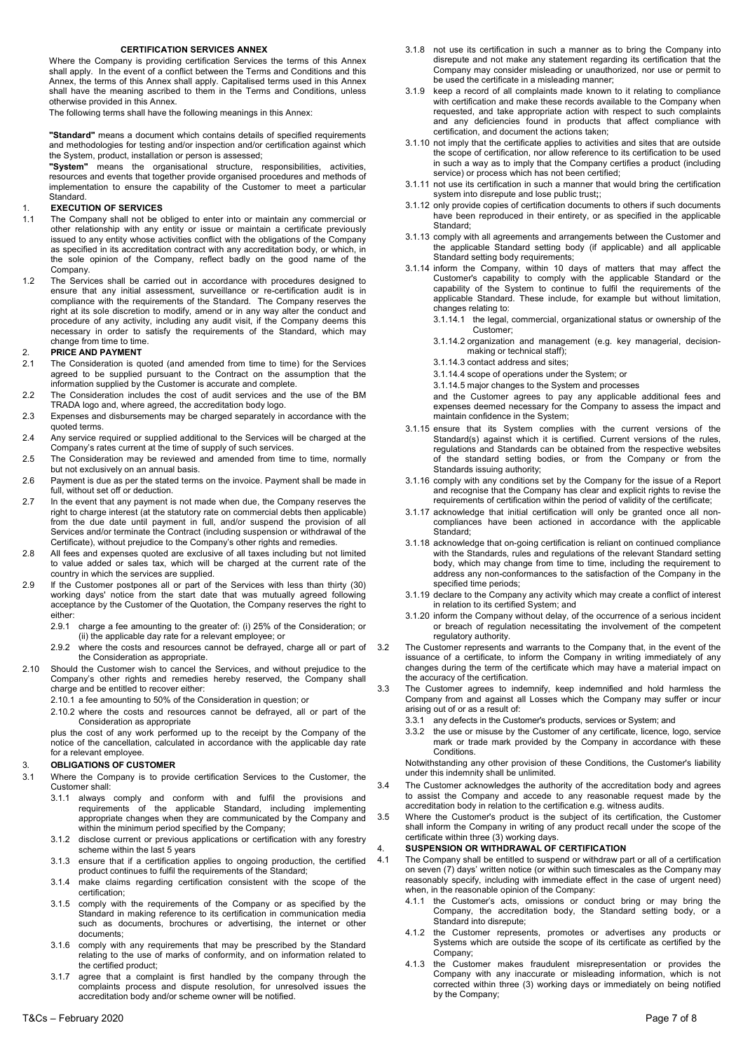## CERTIFICATION SERVICES ANNEX

Where the Company is providing certification Services the terms of this Annex shall apply. In the event of a conflict between the Terms and Conditions and this Annex, the terms of this Annex shall apply. Capitalised terms used in this Annex shall have the meaning ascribed to them in the Terms and Conditions, unless otherwise provided in this Annex.

The following terms shall have the following meanings in this Annex:

**"Standard"** means a document which contains details of specified requirements and methodologies for testing and/or inspection and/or certification against which the System, product, installation or person is assessed;

**"System"** means the organisational structure, responsibilities, activities, resources and events that together provide organised procedures and methods of implementation to ensure the capability of the Customer to meet a particular Standard.

### 1. EXECUTION OF SERVICES

1.1 The Company shall not be obliged to enter into or maintain any commercial or other relationship with any entity or issue or maintain a certificate previously issued to any entity whose activities conflict with the obligations of the Company as specified in its accreditation contract with any accreditation body, or which, in the sole opinion of the Company, reflect badly on the good name of the Company.

1.2 The Services shall be carried out in accordance with procedures designed to ensure that any initial assessment, surveillance or re-certification audit is in compliance with the requirements of the Standard. The Company reserves the right at its sole discretion to modify, amend or in any way alter the conduct and procedure of any activity, including any audit visit, if the Company deems this necessary in order to satisfy the requirements of the Standard, which may change from time to time.

### 2. PRICE AND PAYMENT

2.1 The Consideration is quoted (and amended from time to time) for the Services agreed to be supplied pursuant to the Contract on the assumption that the information supplied by the Customer is accurate and complete.

2.2 The Consideration includes the cost of audit services and the use of the BM TRADA logo and, where agreed, the accreditation body logo.

2.3 Expenses and disbursements may be charged separately in accordance with the quoted terms.

2.4 Any service required or supplied additional to the Services will be charged at the Company's rates current at the time of supply of such services.

2.5 The Consideration may be reviewed and amended from time to time, normally but not exclusively on an annual basis.

2.6 Payment is due as per the stated terms on the invoice. Payment shall be made in full, without set off or deduction.

2.7 In the event that any payment is not made when due, the Company reserves the right to charge interest (at the statutory rate on commercial debts then applicable) from the due date until payment in full, and/or suspend the provision of all Services and/or terminate the Contract (including suspension or withdrawal of the Certificate), without prejudice to the Company's other rights and remedies.

2.8 All fees and expenses quoted are exclusive of all taxes including but not limited to value added or sales tax, which will be charged at the current rate of the country in which the services are supplied.

2.9 If the Customer postpones all or part of the Services with less than thirty (30) working days' notice from the start date that was mutually agreed following acceptance by the Customer of the Quotation, the Company reserves the right to either:

2.9.1 charge a fee amounting to the greater of: (i) 25% of the Consideration; or (ii) the applicable day rate for a relevant employee; or

2.9.2 where the costs and resources cannot be defrayed, charge all or part of the Consideration as appropriate.

2.10 Should the Customer wish to cancel the Services, and without prejudice to the Company's other rights and remedies hereby reserved, the Company shall charge and be entitled to recover either:

2.10.1 a fee amounting to 50% of the Consideration in question; or

2.10.2 where the costs and resources cannot be defrayed, all or part of the Consideration as appropriate

plus the cost of any work performed up to the receipt by the Company of the notice of the cancellation, calculated in accordance with the applicable day rate for a relevant employee.

### 3. OBLIGATIONS OF CUSTOMER

3.1 Where the Company is to provide certification Services to the Customer, the Customer shall:

3.1.1 always comply and conform with and fulfil the provisions and requirements of the applicable Standard, including implementing appropriate changes when they are communicated by the Company and within the minimum period specified by the Company;

3.1.2 disclose current or previous applications or certification with any forestry scheme within the last 5 years

3.1.3 ensure that if a certification applies to ongoing production, the certified product continues to fulfil the requirements of the Standard;

3.1.4 make claims regarding certification consistent with the scope of the certification;

3.1.5 comply with the requirements of the Company or as specified by the Standard in making reference to its certification in communication media such as documents, brochures or advertising, the internet or other documents;

3.1.6 comply with any requirements that may be prescribed by the Standard relating to the use of marks of conformity, and on information related to the certified product;

3.1.7 agree that a complaint is first handled by the company through the complaints process and dispute resolution, for unresolved issues the accreditation body and/or scheme owner will be notified.

3.1.8 not use its certification in such a manner as to bring the Company into disrepute and not make any statement regarding its certification that the Company may consider misleading or unauthorized, nor use or permit to be used the certificate in a misleading manner;

3.1.9 keep a record of all complaints made known to it relating to compliance with certification and make these records available to the Company when requested, and take appropriate action with respect to such complaints and any deficiencies found in products that affect compliance with certification, and document the actions taken;

3.1.10 not imply that the certificate applies to activities and sites that are outside the scope of certification, nor allow reference to its certification to be used in such a way as to imply that the Company certifies a product (including service) or process which has not been certified;

3.1.11 not use its certification in such a manner that would bring the certification system into disrepute and lose public trust;;

3.1.12 only provide copies of certification documents to others if such documents have been reproduced in their entirety, or as specified in the applicable Standard;

3.1.13 comply with all agreements and arrangements between the Customer and the applicable Standard setting body (if applicable) and all applicable Standard setting body requirements;

3.1.14 inform the Company, within 10 days of matters that may affect the Customer's capability to comply with the applicable Standard or the capability of the System to continue to fulfil the requirements of the applicable Standard. These include, for example but without limitation, changes relating to:

3.1.14.1 the legal, commercial, organizational status or ownership of the Customer;

3.1.14.2 organization and management (e.g. key managerial, decision-making or technical staff);

3.1.14.3 contact address and sites;

3.1.14.4 scope of operations under the System; or

3.1.14.5 major changes to the System and processes

and the Customer agrees to pay any applicable additional fees and expenses deemed necessary for the Company to assess the impact and maintain confidence in the System;

3.1.15 ensure that its System complies with the current versions of the Standard(s) against which it is certified. Current versions of the rules, regulations and Standards can be obtained from the respective websites of the standard setting bodies, or from the Company or from the Standards issuing authority;

3.1.16 comply with any conditions set by the Company for the issue of a Report and recognise that the Company has clear and explicit rights to revise the requirements of certification within the period of validity of the certificate;

3.1.17 acknowledge that initial certification will only be granted once all non-compliances have been actioned in accordance with the applicable Standard;

3.1.18 acknowledge that on-going certification is reliant on continued compliance with the Standards, rules and regulations of the relevant Standard setting body, which may change from time to time, including the requirement to address any non-conformances to the satisfaction of the Company in the specified time periods;

3.1.19 declare to the Company any activity which may create a conflict of interest in relation to its certified System; and

3.1.20 inform the Company without delay, of the occurrence of a serious incident or breach of regulation necessitating the involvement of the competent regulatory authority.

3.2 The Customer represents and warrants to the Company that, in the event of the issuance of a certificate, to inform the Company in writing immediately of any changes during the term of the certificate which may have a material impact on the accuracy of the certification.

3.3 The Customer agrees to indemnify, keep indemnified and hold harmless the Company from and against all Losses which the Company may suffer or incur arising out of or as a result of:

3.3.1 any defects in the Customer's products, services or System; and

3.3.2 the use or misuse by the Customer of any certificate, licence, logo, service mark or trade mark provided by the Company in accordance with these Conditions.

Notwithstanding any other provision of these Conditions, the Customer's liability under this indemnity shall be unlimited.

3.4 The Customer acknowledges the authority of the accreditation body and agrees to assist the Company and accede to any reasonable request made by the accreditation body in relation to the certification e.g. witness audits.

3.5 Where the Customer's product is the subject of its certification, the Customer shall inform the Company in writing of any product recall under the scope of the certificate within three (3) working days.

### 4. SUSPENSION OR WITHDRAWAL OF CERTIFICATION

4.1 The Company shall be entitled to suspend or withdraw part or all of a certification on seven (7) days' written notice (or within such timescales as the Company may reasonably specify, including with immediate effect in the case of urgent need) when, in the reasonable opinion of the Company:

4.1.1 the Customer's acts, omissions or conduct bring or may bring the Company, the accreditation body, the Standard setting body, or a Standard into disrepute;

4.1.2 the Customer represents, promotes or advertises any products or Systems which are outside the scope of its certificate as certified by the Company;

4.1.3 the Customer makes fraudulent misrepresentation or provides the Company with any inaccurate or misleading information, which is not corrected within three (3) working days or immediately on being notified by the Company;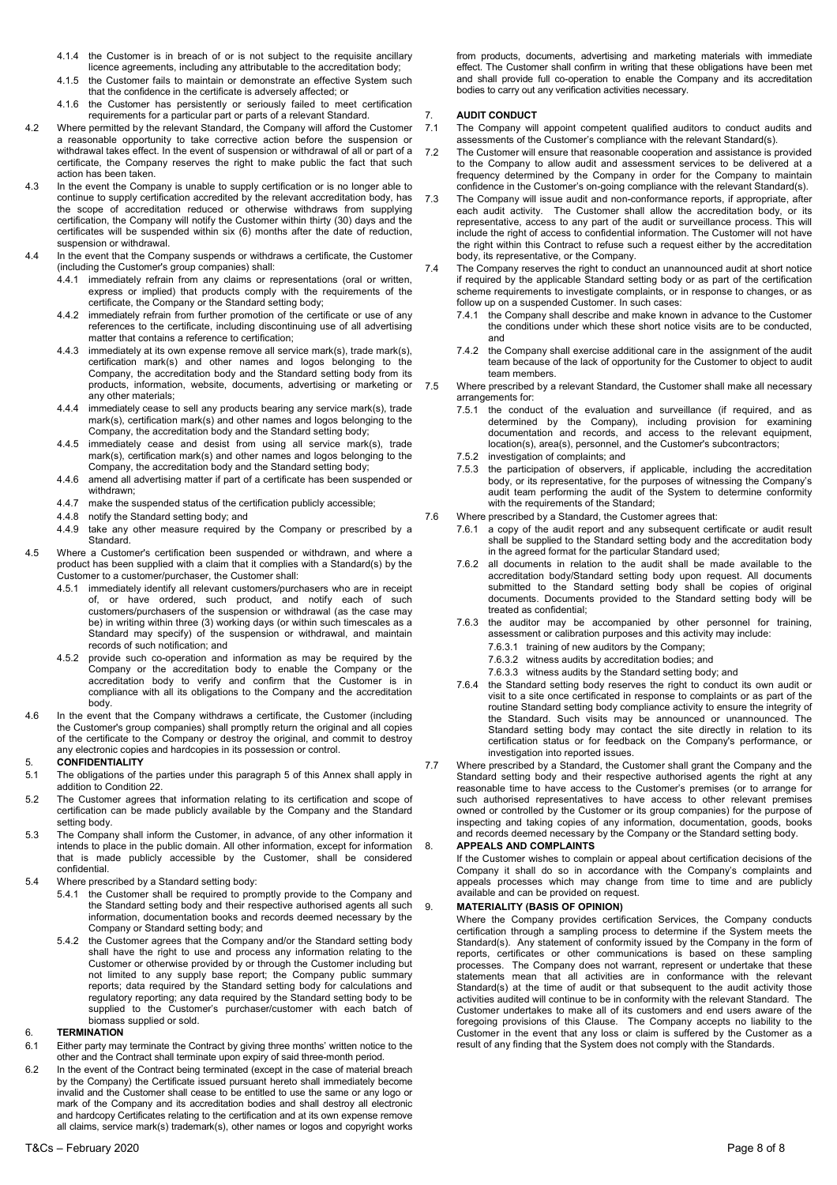4.1.4 the Customer is in breach of or is not subject to the requisite ancillary licence agreements, including any attributable to the accreditation body;

4.1.5 the Customer fails to maintain or demonstrate an effective System such that the confidence in the certificate is adversely affected; or

4.1.6 the Customer has persistently or seriously failed to meet certification requirements for a particular part or parts of a relevant Standard.

4.2 Where permitted by the relevant Standard, the Company will afford the Customer a reasonable opportunity to take corrective action before the suspension or withdrawal takes effect. In the event of suspension or withdrawal of all or part of a certificate, the Company reserves the right to make public the fact that such action has been taken.

4.3 In the event the Company is unable to supply certification or is no longer able to continue to supply certification accredited by the relevant accreditation body, has the scope of accreditation reduced or otherwise withdrawn from supplying certification, the Company will notify the Customer within thirty (30) days and the certificates will be suspended within six (6) months after the date of reduction, suspension or withdrawal.

4.4 In the event that the Company suspends or withdraws a certificate, the Customer (including the Customer's group companies) shall:

4.4.1 immediately refrain from any claims or representations (oral or written, express or implied) that products comply with the requirements of the certificate, the Company or the Standard setting body;

4.4.2 immediately refrain from further promotion of the certificate or use of any references to the certificate, including discontinuing use of all advertising matter that contains a reference to certification;

4.4.3 immediately at its own expense remove all service mark(s), trade mark(s), certification mark(s) and other names and logos belonging to the Company, the accreditation body and the Standard setting body from its products, information, website, documents, advertising or marketing or any other materials;

4.4.4 immediately cease to sell any products bearing any service mark(s), trade mark(s), certification mark(s) and other names and logos belonging to the Company, the accreditation body and the Standard setting body;

4.4.5 immediately cease and desist from using all service mark(s), trade mark(s), certification mark(s) and other names and logos belonging to the Company, the accreditation body and the Standard setting body;

4.4.6 amend all advertising matter if part of a certificate has been suspended or withdrawn;

4.4.7 make the suspended status of the certification publicly accessible;

4.4.8 notify the Standard setting body; and

4.4.9 take any other measure required by the Company or prescribed by a Standard.

4.5 Where a Customer's certification been suspended or withdrawn, and where a product has been supplied with a claim that it complies with a Standard(s) by the Customer to a customer/purchaser, the Customer shall:

4.5.1 immediately identify all relevant customers/purchasers who are in receipt of, or have ordered, such product, and notify each of such customers/purchasers of the suspension or withdrawal (as the case may be) in writing within three (3) working days (or within such timescales as a Standard may specify) of the suspension or withdrawal, and maintain records of such notification; and

4.5.2 provide such co-operation and information as may be required by the Company or the accreditation body to enable the Company or the accreditation body to verify and confirm that the Customer is in compliance with all its obligations to the Company and the accreditation body.

4.6 In the event that the Company withdraws a certificate, the Customer (including the Customer's group companies) shall promptly return the original and all copies of the certificate to the Company or destroy the original, and commit to destroy any electronic copies and hardcopies in its possession or control.

## 5. CONFIDENTIALITY

5.1 The obligations of the parties under this paragraph 5 of this Annex shall apply in addition to Condition 22.

5.2 The Customer agrees that information relating to its certification and scope of certification can be made publicly available by the Company and the Standard setting body.

5.3 The Company shall inform the Customer, in advance, of any other information it intends to place in the public domain. All other information, except for information that is made publicly accessible by the Customer, shall be considered confidential.

5.4 Where prescribed by a Standard setting body:

5.4.1 the Customer shall be required to promptly provide to the Company and the Standard setting body and their respective authorised agents all such information, documentation books and records deemed necessary by the Company or Standard setting body; and

5.4.2 the Customer agrees that the Company and/or the Standard setting body shall have the right to use and process any information relating to the Customer or otherwise provided by or through the Customer including but not limited to any supply base report; the Company public summary reports; data required by the Standard setting body for calculations and regulatory reporting; any data required by the Standard setting body to be supplied to the Customer's purchaser/customer with each batch of biomass supplied or sold.

## 6. TERMINATION

6.1 Either party may terminate the Contract by giving three months' written notice to the other and the Contract shall terminate upon expiry of said three-month period.

6.2 In the event of the Contract being terminated (except in the case of material breach by the Company) the Certificate issued pursuant hereto shall immediately become invalid and the Customer shall cease to be entitled to use the same or any logo or mark of the Company and its accreditation bodies and shall destroy all electronic and hardcopy Certificates relating to the certification and at its own expense remove all claims, service mark(s) trademark(s), other names or logos and copyright works from products, documents, advertising and marketing materials with immediate effect. The Customer shall confirm in writing that these obligations have been met and shall provide full co-operation to enable the Company and its accreditation bodies to carry out any verification activities necessary.

## 7. AUDIT CONDUCT

7.1 The Company will appoint competent qualified auditors to conduct audits and assessments of the Customer's compliance with the relevant Standard(s).

7.2 The Customer will ensure that reasonable cooperation and assistance is provided to the Company to allow audit and assessment services to be delivered at a frequency determined by the Company in order for the Company to maintain confidence in the Customer's on-going compliance with the relevant Standard(s).

7.3 The Company will issue audit and non-conformance reports, if appropriate, after each audit activity. The Customer shall allow the accreditation body, or its representative, access to any part of the audit or surveillance process. This will include the right of access to confidential information. The Customer will not have the right within this Contract to refuse such a request either by the accreditation body, its representative, or the Company.

7.4 The Company reserves the right to conduct an unannounced audit at short notice if required by the applicable Standard setting body or as part of the certification scheme requirements to investigate complaints, or in response to changes, or as follow up on a suspended Customer. In such cases:

7.4.1 the Company shall describe and make known in advance to the Customer the conditions under which these short notice visits are to be conducted, and

7.4.2 the Company shall exercise additional care in the assignment of the audit team because of the lack of opportunity for the Customer to object to audit team members.

7.5 Where prescribed by a relevant Standard, the Customer shall make all necessary arrangements for:

7.5.1 the conduct of the evaluation and surveillance (if required, and as determined by the Company), including provision for examining documentation and records, and access to the relevant equipment, location(s), area(s), personnel, and the Customer's subcontractors;

7.5.2 investigation of complaints; and

7.5.3 the participation of observers, if applicable, including the accreditation body, or its representative, for the purposes of witnessing the Company's audit team performing the audit of the System to determine conformity with the requirements of the Standard;

7.6 Where prescribed by a Standard, the Customer agrees that:

7.6.1 a copy of the audit report and any subsequent certificate or audit result shall be supplied to the Standard setting body and the accreditation body in the agreed format for the particular Standard used;

7.6.2 all documents in relation to the audit shall be made available to the accreditation body/Standard setting body upon request. All documents submitted to the Standard setting body shall be copies of original documents. Documents provided to the Standard setting body will be treated as confidential;

7.6.3 the auditor may be accompanied by other personnel for training, assessment or calibration purposes and this activity may include:

7.6.3.1 training of new auditors by the Company;

7.6.3.2 witness audits by accreditation bodies; and

7.6.3.3 witness audits by the Standard setting body; and

7.6.4 the Standard setting body reserves the right to conduct its own audit or visit to a site once certificated in response to complaints or as part of the routine Standard setting body compliance activity to ensure the integrity of the Standard. Such visits may be announced or unannounced. The Standard setting body may contact the site directly in relation to its certification status or for feedback on the Company's performance, or investigation into reported issues.

7.7 Where prescribed by a Standard, the Customer shall grant the Company and the Standard setting body and their respective authorised agents the right at any reasonable time to have access to the Customer's premises (or to arrange for such authorised representatives to have access to other relevant premises owned or controlled by the Customer or its group companies) for the purpose of inspecting and taking copies of any information, documentation, goods, books and records deemed necessary by the Company or the Standard setting body.

## 8. APPEALS AND COMPLAINTS

If the Customer wishes to complain or appeal about certification decisions of the Company it shall do so in accordance with the Company's complaints and appeals processes which may change from time to time and are publicly available and can be provided on request.

## 9. MATERIALITY (BASIS OF OPINION)

Where the Company provides certification Services, the Company conducts certification through a sampling process to determine if the System meets the Standard(s). Any statement of conformity issued by the Company in the form of reports, certificates or other communications is based on these sampling processes. The Company does not warrant, represent or undertake that these statements mean that all activities are in conformance with the relevant Standard(s) at the time of audit or that subsequent to the audit activity those activities audited will continue to be in conformity with the relevant Standard. The Customer undertakes to make all of its customers and end users aware of the foregoing provisions of this Clause. The Company accepts no liability to the Customer in the event that any loss or claim is suffered by the Customer as a result of any finding that the System does not comply with the Standards.